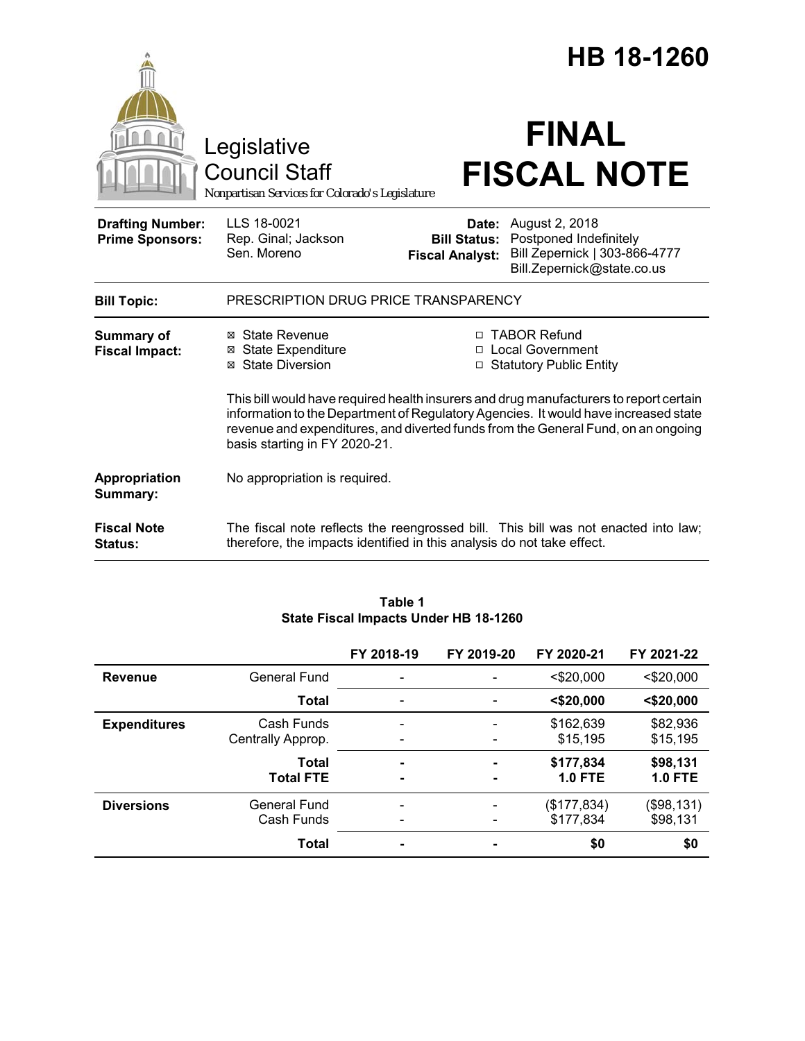# HB 18-1260

Legislative Council Staff

*Nonpartisan Services for Colorado's Legislature*

# FINAL FISCAL NOTE

| | | | |
|---|---|---|---|
| **Drafting Number:** | LLS 18-0021 | **Date:** | August 2, 2018 |
| **Prime Sponsors:** | Rep. Ginal; Jackson<br>Sen. Moreno | **Bill Status:** | Postponed Indefinitely |
| | | **Fiscal Analyst:** | Bill Zepernick \| 303-866-4777<br>Bill.Zepernick@state.co.us |

**Bill Topic:** PRESCRIPTION DRUG PRICE TRANSPARENCY

**Summary of Fiscal Impact:**

- ☒ State Revenue
- ☒ State Expenditure
- ☒ State Diversion
- ☐ TABOR Refund
- ☐ Local Government
- ☐ Statutory Public Entity

This bill would have required health insurers and drug manufacturers to report certain information to the Department of Regulatory Agencies. It would have increased state revenue and expenditures, and diverted funds from the General Fund, on an ongoing basis starting in FY 2020-21.

**Appropriation Summary:** No appropriation is required.

**Fiscal Note Status:** The fiscal note reflects the reengrossed bill. This bill was not enacted into law; therefore, the impacts identified in this analysis do not take effect.

**Table 1**
**State Fiscal Impacts Under HB 18-1260**

| | | FY 2018-19 | FY 2019-20 | FY 2020-21 | FY 2021-22 |
|---|---|---|---|---|---|
| **Revenue** | General Fund | - | - | <$20,000 | <$20,000 |
| | **Total** | - | - | **<$20,000** | **<$20,000** |
| **Expenditures** | Cash Funds | - | - | $162,639 | $82,936 |
| | Centrally Approp. | - | - | $15,195 | $15,195 |
| | **Total** | **-** | **-** | **$177,834** | **$98,131** |
| | **Total FTE** | **-** | **-** | **1.0 FTE** | **1.0 FTE** |
| **Diversions** | General Fund | - | - | ($177,834) | ($98,131) |
| | Cash Funds | - | - | $177,834 | $98,131 |
| | **Total** | **-** | **-** | **$0** | **$0** |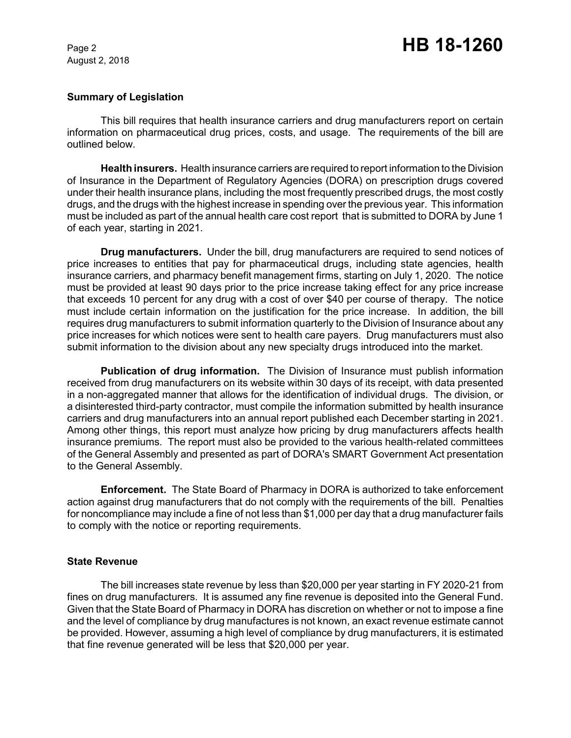## Summary of Legislation

This bill requires that health insurance carriers and drug manufacturers report on certain information on pharmaceutical drug prices, costs, and usage. The requirements of the bill are outlined below.

**Health insurers.** Health insurance carriers are required to report information to the Division of Insurance in the Department of Regulatory Agencies (DORA) on prescription drugs covered under their health insurance plans, including the most frequently prescribed drugs, the most costly drugs, and the drugs with the highest increase in spending over the previous year. This information must be included as part of the annual health care cost report that is submitted to DORA by June 1 of each year, starting in 2021.

**Drug manufacturers.** Under the bill, drug manufacturers are required to send notices of price increases to entities that pay for pharmaceutical drugs, including state agencies, health insurance carriers, and pharmacy benefit management firms, starting on July 1, 2020. The notice must be provided at least 90 days prior to the price increase taking effect for any price increase that exceeds 10 percent for any drug with a cost of over $40 per course of therapy. The notice must include certain information on the justification for the price increase. In addition, the bill requires drug manufacturers to submit information quarterly to the Division of Insurance about any price increases for which notices were sent to health care payers. Drug manufacturers must also submit information to the division about any new specialty drugs introduced into the market.

**Publication of drug information.** The Division of Insurance must publish information received from drug manufacturers on its website within 30 days of its receipt, with data presented in a non-aggregated manner that allows for the identification of individual drugs. The division, or a disinterested third-party contractor, must compile the information submitted by health insurance carriers and drug manufacturers into an annual report published each December starting in 2021. Among other things, this report must analyze how pricing by drug manufacturers affects health insurance premiums. The report must also be provided to the various health-related committees of the General Assembly and presented as part of DORA's SMART Government Act presentation to the General Assembly.

**Enforcement.** The State Board of Pharmacy in DORA is authorized to take enforcement action against drug manufacturers that do not comply with the requirements of the bill. Penalties for noncompliance may include a fine of not less than $1,000 per day that a drug manufacturer fails to comply with the notice or reporting requirements.

## State Revenue

The bill increases state revenue by less than $20,000 per year starting in FY 2020-21 from fines on drug manufacturers. It is assumed any fine revenue is deposited into the General Fund. Given that the State Board of Pharmacy in DORA has discretion on whether or not to impose a fine and the level of compliance by drug manufactures is not known, an exact revenue estimate cannot be provided. However, assuming a high level of compliance by drug manufacturers, it is estimated that fine revenue generated will be less that $20,000 per year.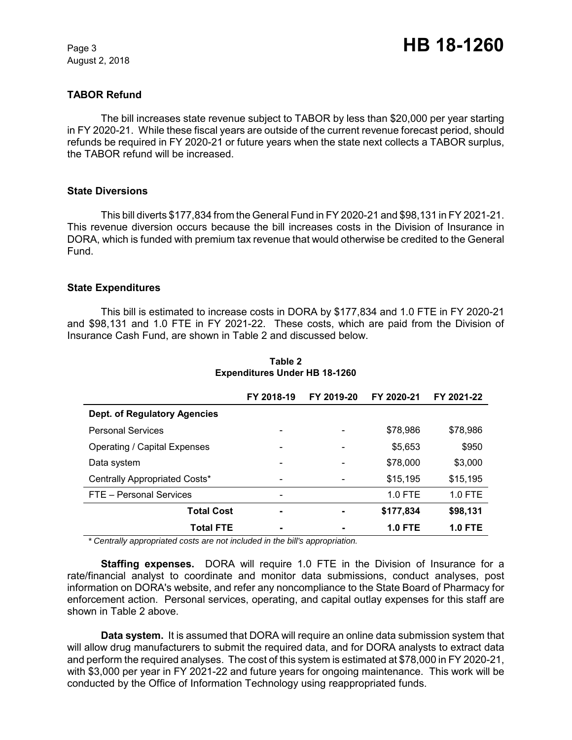### TABOR Refund

The bill increases state revenue subject to TABOR by less than $20,000 per year starting in FY 2020-21. While these fiscal years are outside of the current revenue forecast period, should refunds be required in FY 2020-21 or future years when the state next collects a TABOR surplus, the TABOR refund will be increased.

### State Diversions

This bill diverts $177,834 from the General Fund in FY 2020-21 and $98,131 in FY 2021-21. This revenue diversion occurs because the bill increases costs in the Division of Insurance in DORA, which is funded with premium tax revenue that would otherwise be credited to the General Fund.

### State Expenditures

This bill is estimated to increase costs in DORA by $177,834 and 1.0 FTE in FY 2020-21 and $98,131 and 1.0 FTE in FY 2021-22. These costs, which are paid from the Division of Insurance Cash Fund, are shown in Table 2 and discussed below.

**Table 2**
**Expenditures Under HB 18-1260**

| | FY 2018-19 | FY 2019-20 | FY 2020-21 | FY 2021-22 |
|---|---|---|---|---|
| **Dept. of Regulatory Agencies** | | | | |
| Personal Services | - | - | $78,986 | $78,986 |
| Operating / Capital Expenses | - | - | $5,653 | $950 |
| Data system | - | - | $78,000 | $3,000 |
| Centrally Appropriated Costs* | - | - | $15,195 | $15,195 |
| FTE – Personal Services | - | | 1.0 FTE | 1.0 FTE |
| **Total Cost** | **-** | **-** | **$177,834** | **$98,131** |
| **Total FTE** | **-** | **-** | **1.0 FTE** | **1.0 FTE** |

*\* Centrally appropriated costs are not included in the bill's appropriation.*

**Staffing expenses.** DORA will require 1.0 FTE in the Division of Insurance for a rate/financial analyst to coordinate and monitor data submissions, conduct analyses, post information on DORA's website, and refer any noncompliance to the State Board of Pharmacy for enforcement action. Personal services, operating, and capital outlay expenses for this staff are shown in Table 2 above.

**Data system.** It is assumed that DORA will require an online data submission system that will allow drug manufacturers to submit the required data, and for DORA analysts to extract data and perform the required analyses. The cost of this system is estimated at $78,000 in FY 2020-21, with $3,000 per year in FY 2021-22 and future years for ongoing maintenance. This work will be conducted by the Office of Information Technology using reappropriated funds.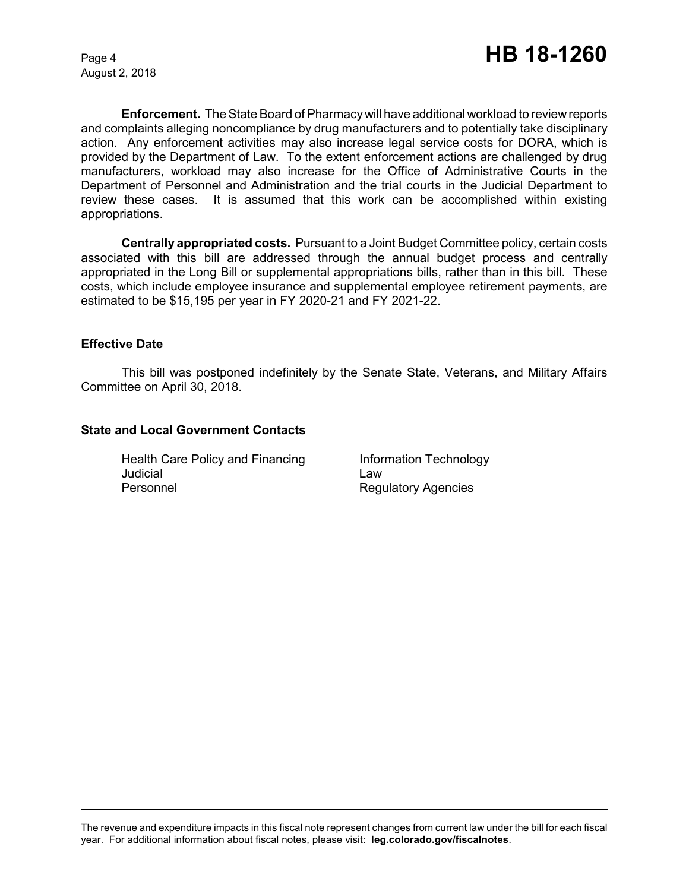**Enforcement.** The State Board of Pharmacy will have additional workload to review reports and complaints alleging noncompliance by drug manufacturers and to potentially take disciplinary action. Any enforcement activities may also increase legal service costs for DORA, which is provided by the Department of Law. To the extent enforcement actions are challenged by drug manufacturers, workload may also increase for the Office of Administrative Courts in the Department of Personnel and Administration and the trial courts in the Judicial Department to review these cases. It is assumed that this work can be accomplished within existing appropriations.

**Centrally appropriated costs.** Pursuant to a Joint Budget Committee policy, certain costs associated with this bill are addressed through the annual budget process and centrally appropriated in the Long Bill or supplemental appropriations bills, rather than in this bill. These costs, which include employee insurance and supplemental employee retirement payments, are estimated to be $15,195 per year in FY 2020-21 and FY 2021-22.

### Effective Date

This bill was postponed indefinitely by the Senate State, Veterans, and Military Affairs Committee on April 30, 2018.

### State and Local Government Contacts

| | |
|---|---|
| Health Care Policy and Financing | Information Technology |
| Judicial | Law |
| Personnel | Regulatory Agencies |

The revenue and expenditure impacts in this fiscal note represent changes from current law under the bill for each fiscal year. For additional information about fiscal notes, please visit: **leg.colorado.gov/fiscalnotes**.